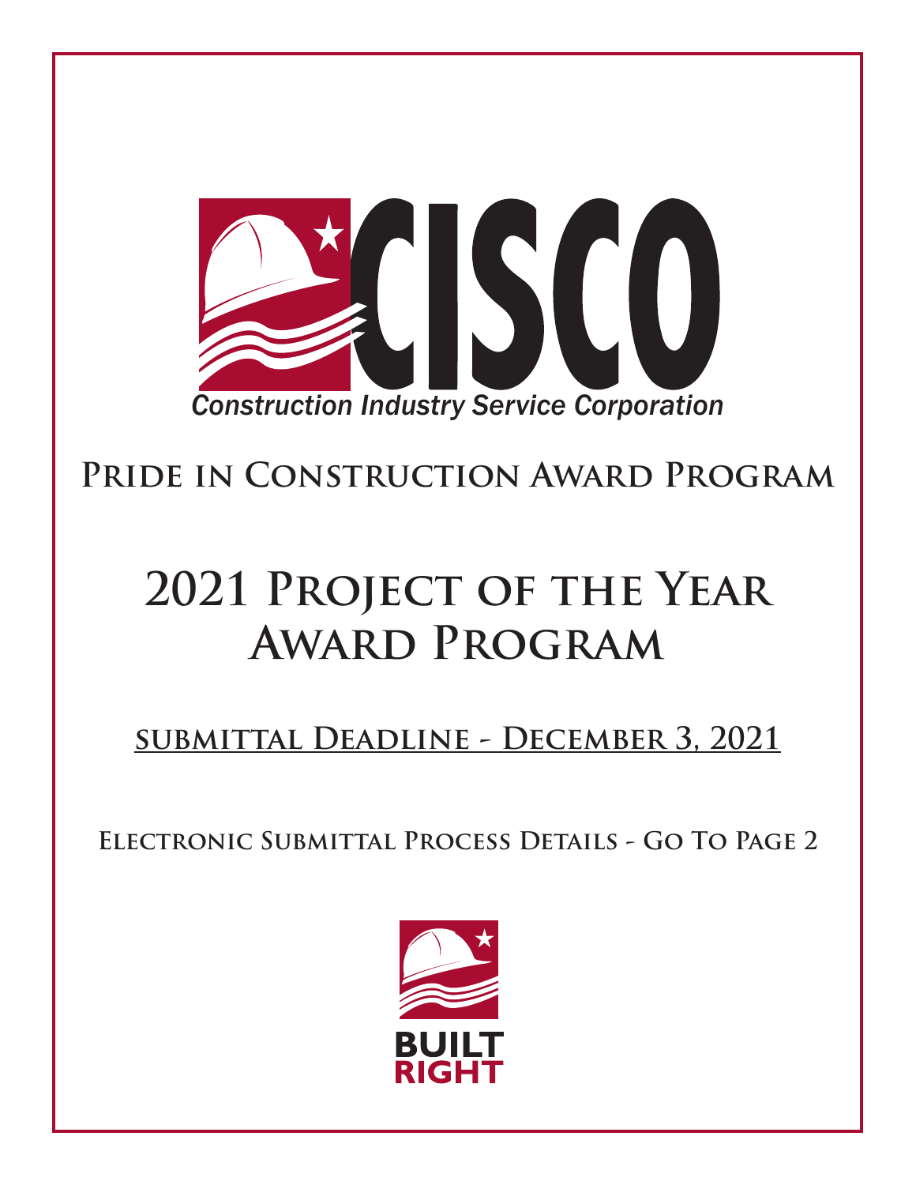# CISCO

*Construction Industry Service Corporation*

## Pride in Construction Award Program

# 2021 Project of the Year Award Program

## submittal Deadline - December 3, 2021

### Electronic Submittal Process Details - Go To Page 2

**BUILT RIGHT**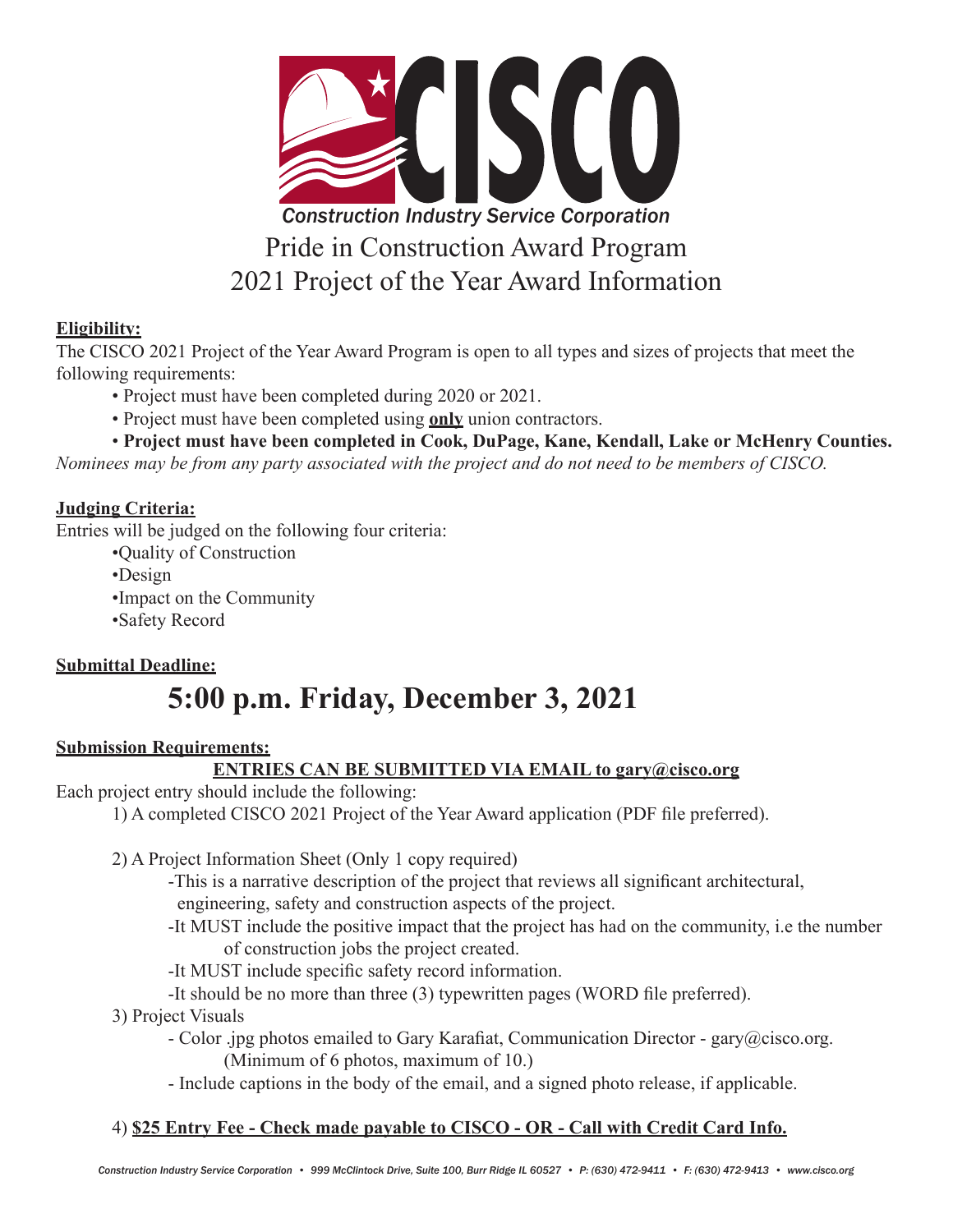**CISCO**

*Construction Industry Service Corporation*

# Pride in Construction Award Program
# 2021 Project of the Year Award Information

**Eligibility:**

The CISCO 2021 Project of the Year Award Program is open to all types and sizes of projects that meet the following requirements:

- Project must have been completed during 2020 or 2021.
- Project must have been completed using **only** union contractors.
- **Project must have been completed in Cook, DuPage, Kane, Kendall, Lake or McHenry Counties.**

*Nominees may be from any party associated with the project and do not need to be members of CISCO.*

**Judging Criteria:**

Entries will be judged on the following four criteria:

- Quality of Construction
- Design
- Impact on the Community
- Safety Record

**Submittal Deadline:**

## 5:00 p.m. Friday, December 3, 2021

**Submission Requirements:**

**ENTRIES CAN BE SUBMITTED VIA EMAIL to gary@cisco.org**

Each project entry should include the following:

1) A completed CISCO 2021 Project of the Year Award application (PDF file preferred).

2) A Project Information Sheet (Only 1 copy required)
   - This is a narrative description of the project that reviews all significant architectural, engineering, safety and construction aspects of the project.
   - It MUST include the positive impact that the project has had on the community, i.e the number of construction jobs the project created.
   - It MUST include specific safety record information.
   - It should be no more than three (3) typewritten pages (WORD file preferred).

3) Project Visuals
   - Color .jpg photos emailed to Gary Karafiat, Communication Director - gary@cisco.org. (Minimum of 6 photos, maximum of 10.)
   - Include captions in the body of the email, and a signed photo release, if applicable.

4) **$25 Entry Fee - Check made payable to CISCO - OR - Call with Credit Card Info.**

*Construction Industry Service Corporation • 999 McClintock Drive, Suite 100, Burr Ridge IL 60527 • P: (630) 472-9411 • F: (630) 472-9413 • www.cisco.org*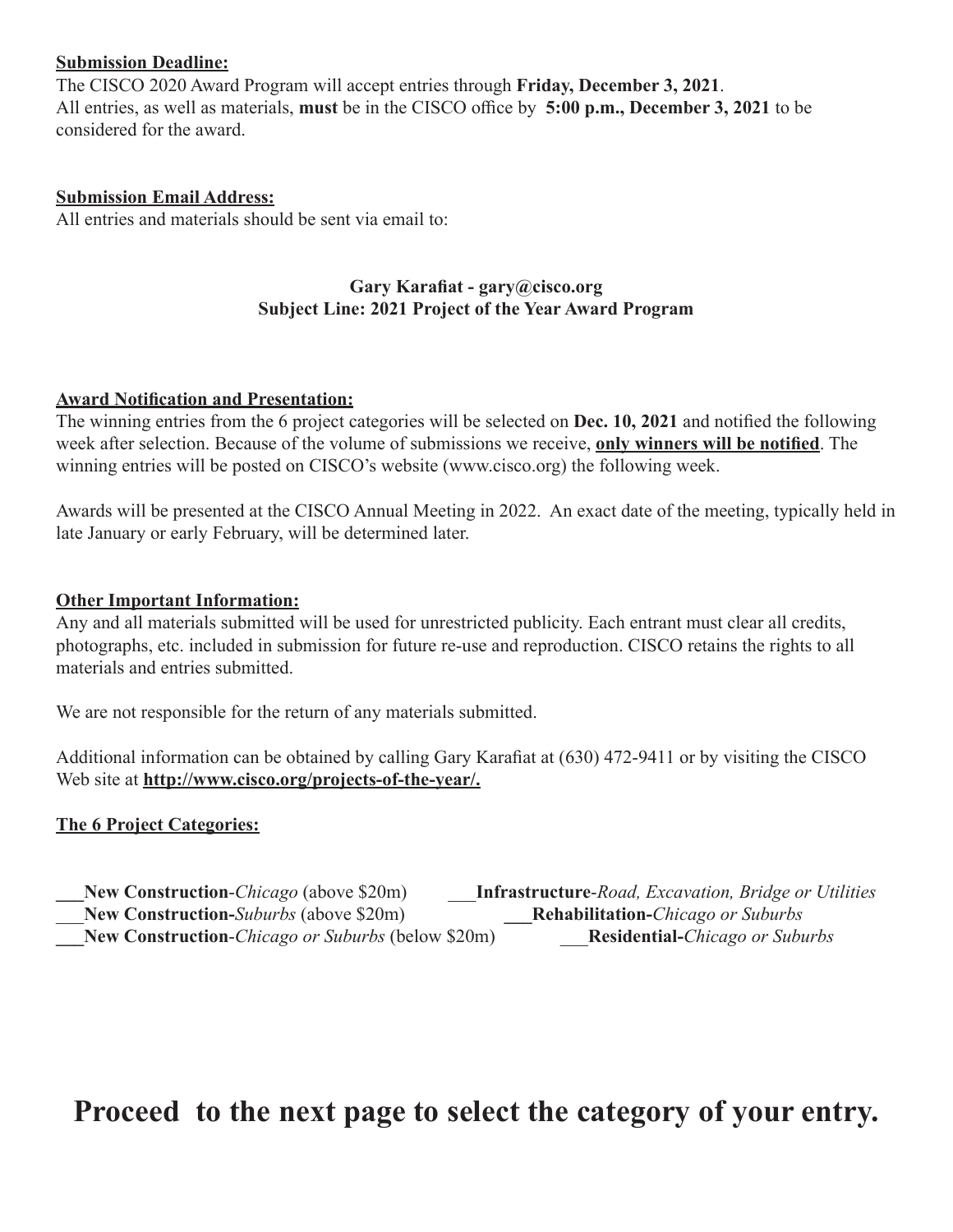**Submission Deadline:**

The CISCO 2020 Award Program will accept entries through **Friday, December 3, 2021**.
All entries, as well as materials, **must** be in the CISCO office by **5:00 p.m., December 3, 2021** to be considered for the award.

**Submission Email Address:**

All entries and materials should be sent via email to:

**Gary Karafiat - gary@cisco.org**
**Subject Line: 2021 Project of the Year Award Program**

**Award Notification and Presentation:**

The winning entries from the 6 project categories will be selected on **Dec. 10, 2021** and notified the following week after selection. Because of the volume of submissions we receive, **only winners will be notified**. The winning entries will be posted on CISCO's website (www.cisco.org) the following week.

Awards will be presented at the CISCO Annual Meeting in 2022. An exact date of the meeting, typically held in late January or early February, will be determined later.

**Other Important Information:**

Any and all materials submitted will be used for unrestricted publicity. Each entrant must clear all credits, photographs, etc. included in submission for future re-use and reproduction. CISCO retains the rights to all materials and entries submitted.

We are not responsible for the return of any materials submitted.

Additional information can be obtained by calling Gary Karafiat at (630) 472-9411 or by visiting the CISCO Web site at **http://www.cisco.org/projects-of-the-year/.**

**The 6 Project Categories:**

___**New Construction**-*Chicago* (above $20m)
___**New Construction-***Suburbs* (above $20m)
___**New Construction**-*Chicago or Suburbs* (below $20m)
___**Infrastructure**-*Road, Excavation, Bridge or Utilities*
___**Rehabilitation-***Chicago or Suburbs*
___**Residential-***Chicago or Suburbs*

# Proceed to the next page to select the category of your entry.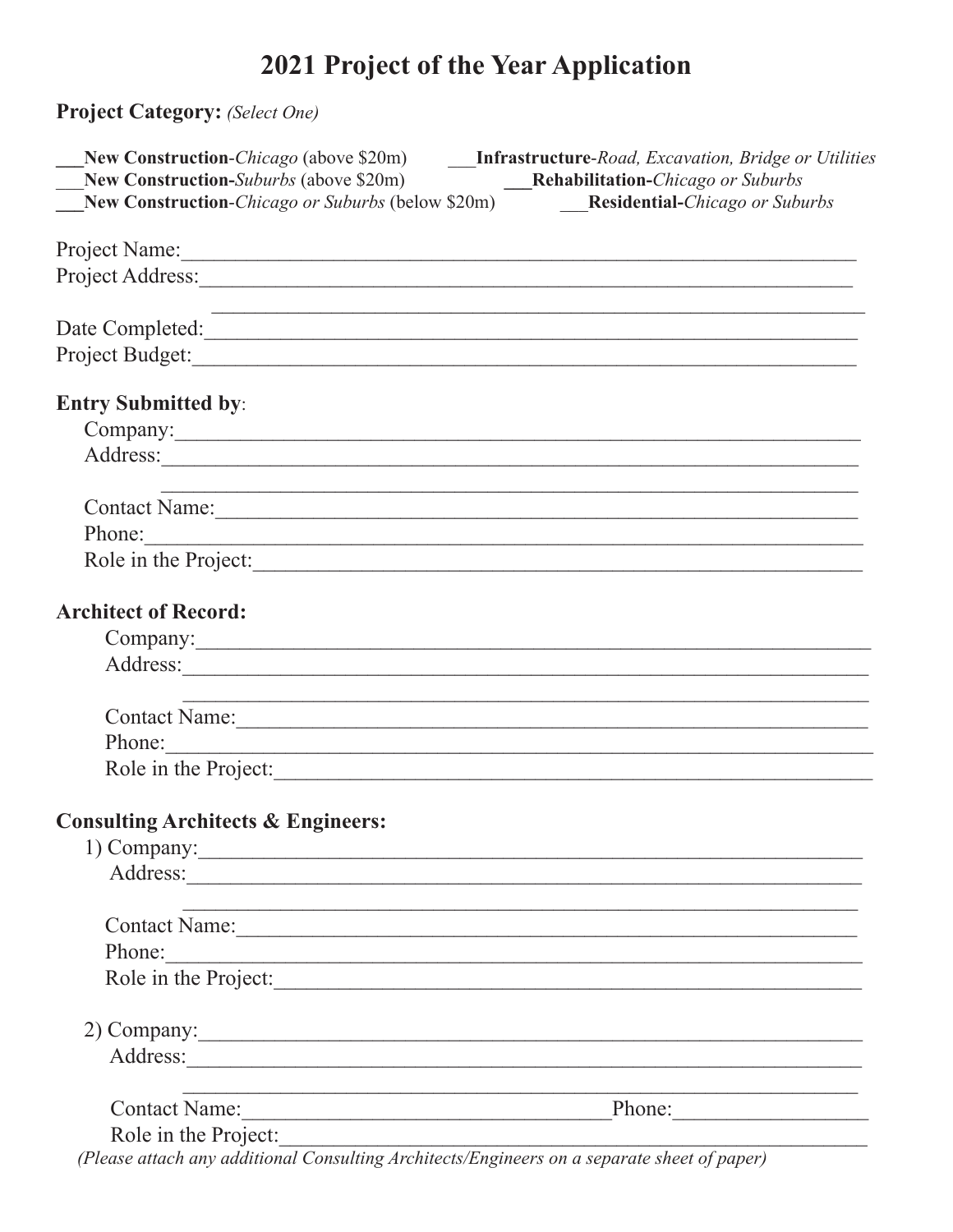# 2021 Project of the Year Application

**Project Category:** *(Select One)*

___**New Construction**-*Chicago* (above $20m)
___**New Construction-***Suburbs* (above $20m)
___**New Construction**-*Chicago or Suburbs* (below $20m)
___**Infrastructure**-*Road, Excavation, Bridge or Utilities*
___**Rehabilitation-***Chicago or Suburbs*
___**Residential-***Chicago or Suburbs*

Project Name:_______________________________________________________________
Project Address:_____________________________________________________________
_____________________________________________________________
Date Completed:_____________________________________________________________
Project Budget:______________________________________________________________

**Entry Submitted by**:

Company:_______________________________________________________________
Address:________________________________________________________________
________________________________________________________________
Contact Name:___________________________________________________________
Phone:__________________________________________________________________
Role in the Project:______________________________________________________

**Architect of Record:**

Company:_______________________________________________________________
Address:________________________________________________________________
________________________________________________________________
Contact Name:___________________________________________________________
Phone:__________________________________________________________________
Role in the Project:______________________________________________________

**Consulting Architects & Engineers:**

1) Company:_______________________________________________________________
Address:________________________________________________________________
________________________________________________________________
Contact Name:___________________________________________________________
Phone:__________________________________________________________________
Role in the Project:______________________________________________________

2) Company:_______________________________________________________________
Address:________________________________________________________________
________________________________________________________________
Contact Name:________________________________Phone:_________________
Role in the Project:______________________________________________________

*(Please attach any additional Consulting Architects/Engineers on a separate sheet of paper)*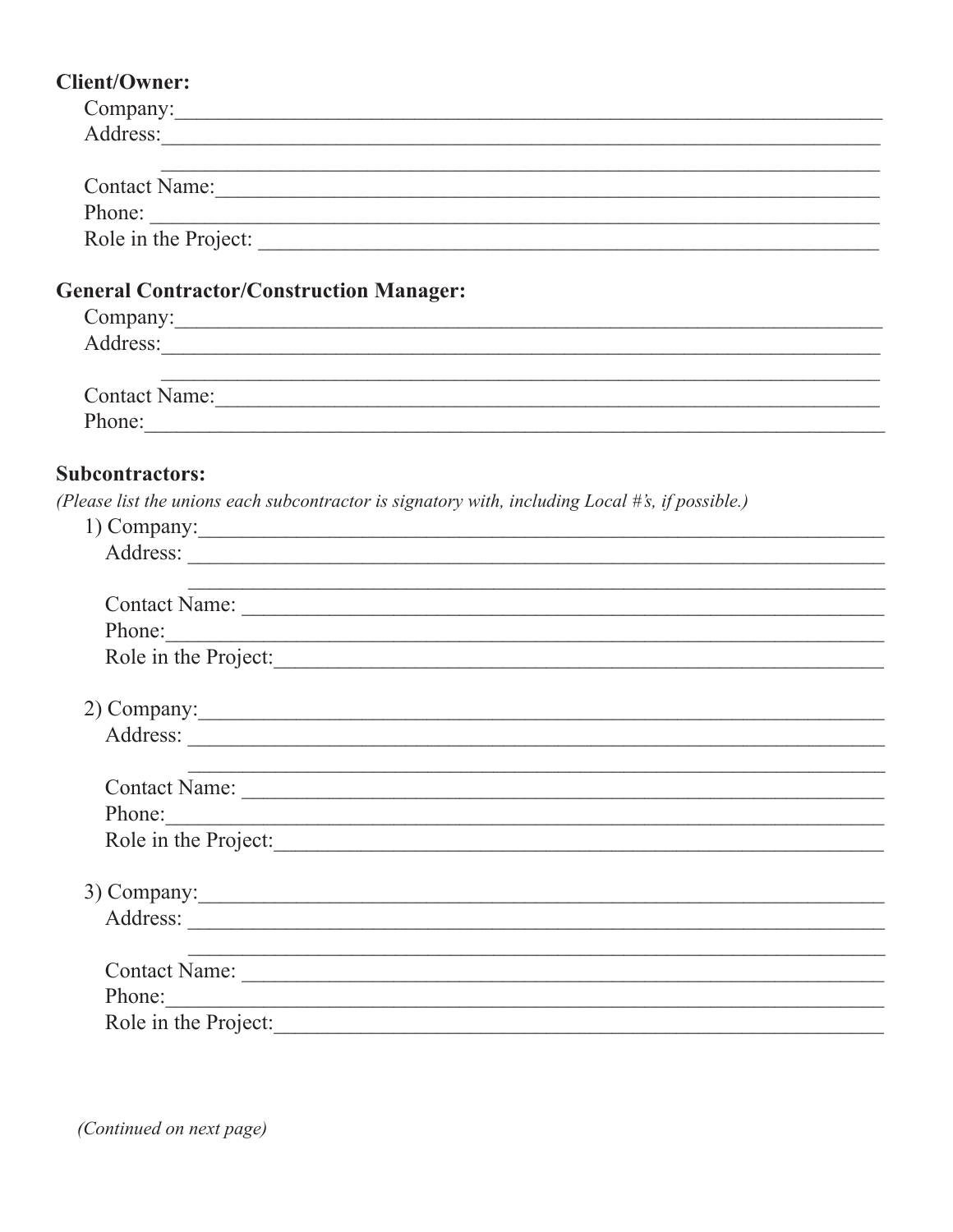**Client/Owner:**

Company:\_\_\_\_\_\_\_\_\_\_\_\_\_\_\_\_\_\_\_\_\_\_\_\_\_\_\_\_\_\_\_\_\_\_\_\_\_\_\_\_\_\_\_\_\_\_\_\_\_\_\_\_\_\_\_\_\_\_\_\_\_\_\_\_\_\_

Address:\_\_\_\_\_\_\_\_\_\_\_\_\_\_\_\_\_\_\_\_\_\_\_\_\_\_\_\_\_\_\_\_\_\_\_\_\_\_\_\_\_\_\_\_\_\_\_\_\_\_\_\_\_\_\_\_\_\_\_\_\_\_\_\_\_\_

\_\_\_\_\_\_\_\_\_\_\_\_\_\_\_\_\_\_\_\_\_\_\_\_\_\_\_\_\_\_\_\_\_\_\_\_\_\_\_\_\_\_\_\_\_\_\_\_\_\_\_\_\_\_\_\_\_\_\_\_\_\_\_\_\_\_

Contact Name:\_\_\_\_\_\_\_\_\_\_\_\_\_\_\_\_\_\_\_\_\_\_\_\_\_\_\_\_\_\_\_\_\_\_\_\_\_\_\_\_\_\_\_\_\_\_\_\_\_\_\_\_\_\_\_\_\_\_\_\_

Phone: \_\_\_\_\_\_\_\_\_\_\_\_\_\_\_\_\_\_\_\_\_\_\_\_\_\_\_\_\_\_\_\_\_\_\_\_\_\_\_\_\_\_\_\_\_\_\_\_\_\_\_\_\_\_\_\_\_\_\_\_\_\_\_\_\_\_

Role in the Project: \_\_\_\_\_\_\_\_\_\_\_\_\_\_\_\_\_\_\_\_\_\_\_\_\_\_\_\_\_\_\_\_\_\_\_\_\_\_\_\_\_\_\_\_\_\_\_\_\_\_\_\_\_\_\_\_

**General Contractor/Construction Manager:**

Company:\_\_\_\_\_\_\_\_\_\_\_\_\_\_\_\_\_\_\_\_\_\_\_\_\_\_\_\_\_\_\_\_\_\_\_\_\_\_\_\_\_\_\_\_\_\_\_\_\_\_\_\_\_\_\_\_\_\_\_\_\_\_\_\_\_\_

Address:\_\_\_\_\_\_\_\_\_\_\_\_\_\_\_\_\_\_\_\_\_\_\_\_\_\_\_\_\_\_\_\_\_\_\_\_\_\_\_\_\_\_\_\_\_\_\_\_\_\_\_\_\_\_\_\_\_\_\_\_\_\_\_\_\_\_

\_\_\_\_\_\_\_\_\_\_\_\_\_\_\_\_\_\_\_\_\_\_\_\_\_\_\_\_\_\_\_\_\_\_\_\_\_\_\_\_\_\_\_\_\_\_\_\_\_\_\_\_\_\_\_\_\_\_\_\_\_\_\_\_\_\_

Contact Name:\_\_\_\_\_\_\_\_\_\_\_\_\_\_\_\_\_\_\_\_\_\_\_\_\_\_\_\_\_\_\_\_\_\_\_\_\_\_\_\_\_\_\_\_\_\_\_\_\_\_\_\_\_\_\_\_\_\_\_\_

Phone:\_\_\_\_\_\_\_\_\_\_\_\_\_\_\_\_\_\_\_\_\_\_\_\_\_\_\_\_\_\_\_\_\_\_\_\_\_\_\_\_\_\_\_\_\_\_\_\_\_\_\_\_\_\_\_\_\_\_\_\_\_\_\_\_\_\_

**Subcontractors:**

*(Please list the unions each subcontractor is signatory with, including Local #'s, if possible.)*

1) Company:\_\_\_\_\_\_\_\_\_\_\_\_\_\_\_\_\_\_\_\_\_\_\_\_\_\_\_\_\_\_\_\_\_\_\_\_\_\_\_\_\_\_\_\_\_\_\_\_\_\_\_\_\_\_\_\_\_\_\_\_\_\_\_\_

Address: \_\_\_\_\_\_\_\_\_\_\_\_\_\_\_\_\_\_\_\_\_\_\_\_\_\_\_\_\_\_\_\_\_\_\_\_\_\_\_\_\_\_\_\_\_\_\_\_\_\_\_\_\_\_\_\_\_\_\_\_\_\_\_\_

\_\_\_\_\_\_\_\_\_\_\_\_\_\_\_\_\_\_\_\_\_\_\_\_\_\_\_\_\_\_\_\_\_\_\_\_\_\_\_\_\_\_\_\_\_\_\_\_\_\_\_\_\_\_\_\_\_\_\_\_\_\_\_\_

Contact Name: \_\_\_\_\_\_\_\_\_\_\_\_\_\_\_\_\_\_\_\_\_\_\_\_\_\_\_\_\_\_\_\_\_\_\_\_\_\_\_\_\_\_\_\_\_\_\_\_\_\_\_\_\_\_\_\_\_\_

Phone:\_\_\_\_\_\_\_\_\_\_\_\_\_\_\_\_\_\_\_\_\_\_\_\_\_\_\_\_\_\_\_\_\_\_\_\_\_\_\_\_\_\_\_\_\_\_\_\_\_\_\_\_\_\_\_\_\_\_\_\_\_\_\_\_

Role in the Project:\_\_\_\_\_\_\_\_\_\_\_\_\_\_\_\_\_\_\_\_\_\_\_\_\_\_\_\_\_\_\_\_\_\_\_\_\_\_\_\_\_\_\_\_\_\_\_\_\_\_\_\_\_\_

2) Company:\_\_\_\_\_\_\_\_\_\_\_\_\_\_\_\_\_\_\_\_\_\_\_\_\_\_\_\_\_\_\_\_\_\_\_\_\_\_\_\_\_\_\_\_\_\_\_\_\_\_\_\_\_\_\_\_\_\_\_\_\_\_\_\_

Address: \_\_\_\_\_\_\_\_\_\_\_\_\_\_\_\_\_\_\_\_\_\_\_\_\_\_\_\_\_\_\_\_\_\_\_\_\_\_\_\_\_\_\_\_\_\_\_\_\_\_\_\_\_\_\_\_\_\_\_\_\_\_\_\_

\_\_\_\_\_\_\_\_\_\_\_\_\_\_\_\_\_\_\_\_\_\_\_\_\_\_\_\_\_\_\_\_\_\_\_\_\_\_\_\_\_\_\_\_\_\_\_\_\_\_\_\_\_\_\_\_\_\_\_\_\_\_\_\_

Contact Name: \_\_\_\_\_\_\_\_\_\_\_\_\_\_\_\_\_\_\_\_\_\_\_\_\_\_\_\_\_\_\_\_\_\_\_\_\_\_\_\_\_\_\_\_\_\_\_\_\_\_\_\_\_\_\_\_\_\_

Phone:\_\_\_\_\_\_\_\_\_\_\_\_\_\_\_\_\_\_\_\_\_\_\_\_\_\_\_\_\_\_\_\_\_\_\_\_\_\_\_\_\_\_\_\_\_\_\_\_\_\_\_\_\_\_\_\_\_\_\_\_\_\_\_\_

Role in the Project:\_\_\_\_\_\_\_\_\_\_\_\_\_\_\_\_\_\_\_\_\_\_\_\_\_\_\_\_\_\_\_\_\_\_\_\_\_\_\_\_\_\_\_\_\_\_\_\_\_\_\_\_\_\_

3) Company:\_\_\_\_\_\_\_\_\_\_\_\_\_\_\_\_\_\_\_\_\_\_\_\_\_\_\_\_\_\_\_\_\_\_\_\_\_\_\_\_\_\_\_\_\_\_\_\_\_\_\_\_\_\_\_\_\_\_\_\_\_\_\_\_

Address: \_\_\_\_\_\_\_\_\_\_\_\_\_\_\_\_\_\_\_\_\_\_\_\_\_\_\_\_\_\_\_\_\_\_\_\_\_\_\_\_\_\_\_\_\_\_\_\_\_\_\_\_\_\_\_\_\_\_\_\_\_\_\_\_

\_\_\_\_\_\_\_\_\_\_\_\_\_\_\_\_\_\_\_\_\_\_\_\_\_\_\_\_\_\_\_\_\_\_\_\_\_\_\_\_\_\_\_\_\_\_\_\_\_\_\_\_\_\_\_\_\_\_\_\_\_\_\_\_

Contact Name: \_\_\_\_\_\_\_\_\_\_\_\_\_\_\_\_\_\_\_\_\_\_\_\_\_\_\_\_\_\_\_\_\_\_\_\_\_\_\_\_\_\_\_\_\_\_\_\_\_\_\_\_\_\_\_\_\_\_

Phone:\_\_\_\_\_\_\_\_\_\_\_\_\_\_\_\_\_\_\_\_\_\_\_\_\_\_\_\_\_\_\_\_\_\_\_\_\_\_\_\_\_\_\_\_\_\_\_\_\_\_\_\_\_\_\_\_\_\_\_\_\_\_\_\_

Role in the Project:\_\_\_\_\_\_\_\_\_\_\_\_\_\_\_\_\_\_\_\_\_\_\_\_\_\_\_\_\_\_\_\_\_\_\_\_\_\_\_\_\_\_\_\_\_\_\_\_\_\_\_\_\_\_

*(Continued on next page)*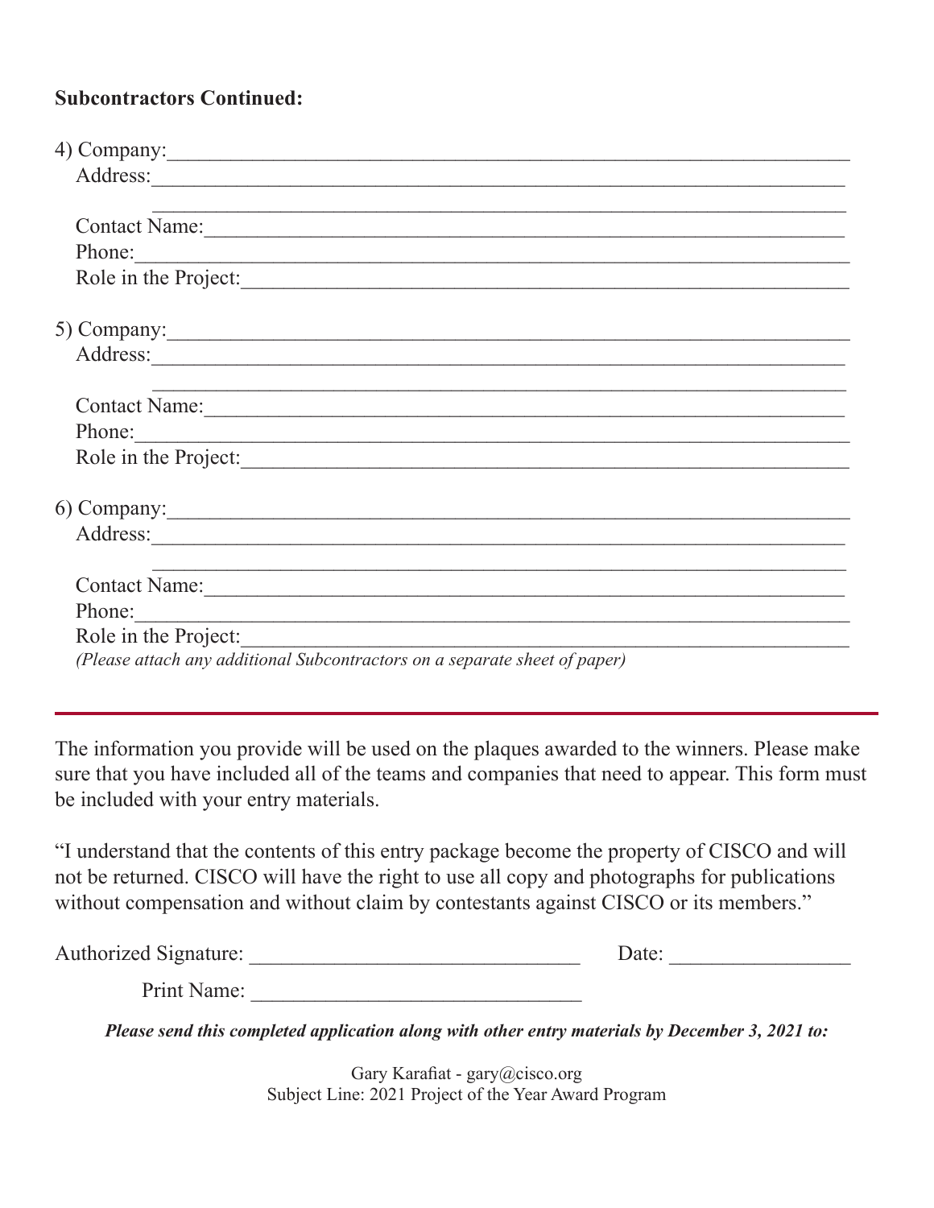**Subcontractors Continued:**

4) Company:\_\_\_\_\_\_\_\_\_\_\_\_\_\_\_\_\_\_\_\_\_\_\_\_\_\_\_\_\_\_\_\_\_\_\_\_\_\_\_\_\_\_\_\_\_\_\_\_\_\_\_\_\_\_\_\_\_\_\_\_\_\_\_\_

Address:\_\_\_\_\_\_\_\_\_\_\_\_\_\_\_\_\_\_\_\_\_\_\_\_\_\_\_\_\_\_\_\_\_\_\_\_\_\_\_\_\_\_\_\_\_\_\_\_\_\_\_\_\_\_\_\_\_\_\_\_\_\_\_\_

\_\_\_\_\_\_\_\_\_\_\_\_\_\_\_\_\_\_\_\_\_\_\_\_\_\_\_\_\_\_\_\_\_\_\_\_\_\_\_\_\_\_\_\_\_\_\_\_\_\_\_\_\_\_\_\_\_\_\_\_\_\_\_\_

Contact Name:\_\_\_\_\_\_\_\_\_\_\_\_\_\_\_\_\_\_\_\_\_\_\_\_\_\_\_\_\_\_\_\_\_\_\_\_\_\_\_\_\_\_\_\_\_\_\_\_\_\_\_\_\_\_\_\_\_\_\_\_

Phone:\_\_\_\_\_\_\_\_\_\_\_\_\_\_\_\_\_\_\_\_\_\_\_\_\_\_\_\_\_\_\_\_\_\_\_\_\_\_\_\_\_\_\_\_\_\_\_\_\_\_\_\_\_\_\_\_\_\_\_\_\_\_\_\_\_\_

Role in the Project:\_\_\_\_\_\_\_\_\_\_\_\_\_\_\_\_\_\_\_\_\_\_\_\_\_\_\_\_\_\_\_\_\_\_\_\_\_\_\_\_\_\_\_\_\_\_\_\_\_\_\_\_\_\_\_\_

5) Company:\_\_\_\_\_\_\_\_\_\_\_\_\_\_\_\_\_\_\_\_\_\_\_\_\_\_\_\_\_\_\_\_\_\_\_\_\_\_\_\_\_\_\_\_\_\_\_\_\_\_\_\_\_\_\_\_\_\_\_\_\_\_\_\_

Address:\_\_\_\_\_\_\_\_\_\_\_\_\_\_\_\_\_\_\_\_\_\_\_\_\_\_\_\_\_\_\_\_\_\_\_\_\_\_\_\_\_\_\_\_\_\_\_\_\_\_\_\_\_\_\_\_\_\_\_\_\_\_\_\_

\_\_\_\_\_\_\_\_\_\_\_\_\_\_\_\_\_\_\_\_\_\_\_\_\_\_\_\_\_\_\_\_\_\_\_\_\_\_\_\_\_\_\_\_\_\_\_\_\_\_\_\_\_\_\_\_\_\_\_\_\_\_\_\_

Contact Name:\_\_\_\_\_\_\_\_\_\_\_\_\_\_\_\_\_\_\_\_\_\_\_\_\_\_\_\_\_\_\_\_\_\_\_\_\_\_\_\_\_\_\_\_\_\_\_\_\_\_\_\_\_\_\_\_\_\_\_\_

Phone:\_\_\_\_\_\_\_\_\_\_\_\_\_\_\_\_\_\_\_\_\_\_\_\_\_\_\_\_\_\_\_\_\_\_\_\_\_\_\_\_\_\_\_\_\_\_\_\_\_\_\_\_\_\_\_\_\_\_\_\_\_\_\_\_\_\_

Role in the Project:\_\_\_\_\_\_\_\_\_\_\_\_\_\_\_\_\_\_\_\_\_\_\_\_\_\_\_\_\_\_\_\_\_\_\_\_\_\_\_\_\_\_\_\_\_\_\_\_\_\_\_\_\_\_\_\_

6) Company:\_\_\_\_\_\_\_\_\_\_\_\_\_\_\_\_\_\_\_\_\_\_\_\_\_\_\_\_\_\_\_\_\_\_\_\_\_\_\_\_\_\_\_\_\_\_\_\_\_\_\_\_\_\_\_\_\_\_\_\_\_\_\_\_

Address:\_\_\_\_\_\_\_\_\_\_\_\_\_\_\_\_\_\_\_\_\_\_\_\_\_\_\_\_\_\_\_\_\_\_\_\_\_\_\_\_\_\_\_\_\_\_\_\_\_\_\_\_\_\_\_\_\_\_\_\_\_\_\_\_

\_\_\_\_\_\_\_\_\_\_\_\_\_\_\_\_\_\_\_\_\_\_\_\_\_\_\_\_\_\_\_\_\_\_\_\_\_\_\_\_\_\_\_\_\_\_\_\_\_\_\_\_\_\_\_\_\_\_\_\_\_\_\_\_

Contact Name:\_\_\_\_\_\_\_\_\_\_\_\_\_\_\_\_\_\_\_\_\_\_\_\_\_\_\_\_\_\_\_\_\_\_\_\_\_\_\_\_\_\_\_\_\_\_\_\_\_\_\_\_\_\_\_\_\_\_\_\_

Phone:\_\_\_\_\_\_\_\_\_\_\_\_\_\_\_\_\_\_\_\_\_\_\_\_\_\_\_\_\_\_\_\_\_\_\_\_\_\_\_\_\_\_\_\_\_\_\_\_\_\_\_\_\_\_\_\_\_\_\_\_\_\_\_\_\_\_

Role in the Project:\_\_\_\_\_\_\_\_\_\_\_\_\_\_\_\_\_\_\_\_\_\_\_\_\_\_\_\_\_\_\_\_\_\_\_\_\_\_\_\_\_\_\_\_\_\_\_\_\_\_\_\_\_\_\_\_

*(Please attach any additional Subcontractors on a separate sheet of paper)*

---

The information you provide will be used on the plaques awarded to the winners. Please make sure that you have included all of the teams and companies that need to appear. This form must be included with your entry materials.

"I understand that the contents of this entry package become the property of CISCO and will not be returned. CISCO will have the right to use all copy and photographs for publications without compensation and without claim by contestants against CISCO or its members."

Authorized Signature: \_\_\_\_\_\_\_\_\_\_\_\_\_\_\_\_\_\_\_\_\_\_\_\_\_\_\_\_\_\_\_\_ Date: \_\_\_\_\_\_\_\_\_\_\_\_\_\_\_\_\_

Print Name: \_\_\_\_\_\_\_\_\_\_\_\_\_\_\_\_\_\_\_\_\_\_\_\_\_\_\_\_\_\_\_\_

***Please send this completed application along with other entry materials by December 3, 2021 to:***

Gary Karafiat - gary@cisco.org
Subject Line: 2021 Project of the Year Award Program